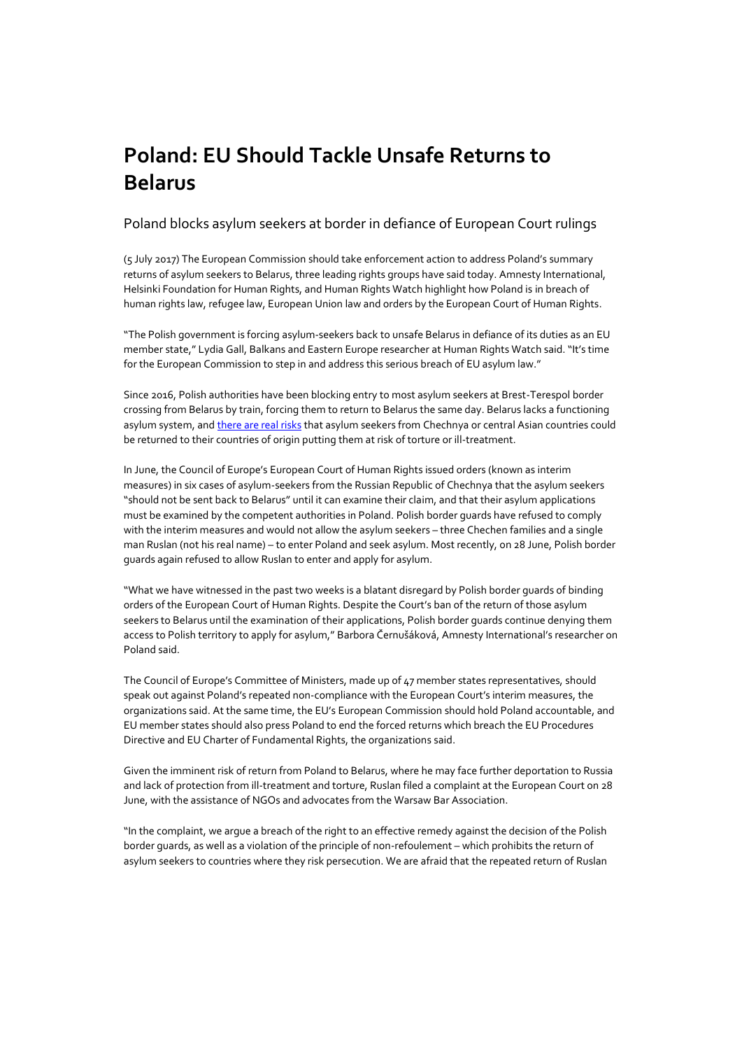# Poland: EU Should Tackle Unsafe Returns to Belarus

Poland blocks asylum seekers at border in defiance of European Court rulings

(5 July 2017) The European Commission should take enforcement action to address Poland's summary returns of asylum seekers to Belarus, three leading rights groups have said today. Amnesty International, Helsinki Foundation for Human Rights, and Human Rights Watch highlight how Poland is in breach of human rights law, refugee law, European Union law and orders by the European Court of Human Rights.

"The Polish government is forcing asylum-seekers back to unsafe Belarus in defiance of its duties as an EU member state," Lydia Gall, Balkans and Eastern Europe researcher at Human Rights Watch said. "It's time for the European Commission to step in and address this serious breach of EU asylum law."

Since 2016, Polish authorities have been blocking entry to most asylum seekers at Brest-Terespol border crossing from Belarus by train, forcing them to return to Belarus the same day. Belarus lacks a functioning asylum system, and there are real risks that asylum seekers from Chechnya or central Asian countries could be returned to their countries of origin putting them at risk of torture or ill-treatment.

In June, the Council of Europe's European Court of Human Rights issued orders (known as interim measures) in six cases of asylum-seekers from the Russian Republic of Chechnya that the asylum seekers "should not be sent back to Belarus" until it can examine their claim, and that their asylum applications must be examined by the competent authorities in Poland. Polish border guards have refused to comply with the interim measures and would not allow the asylum seekers – three Chechen families and a single man Ruslan (not his real name) – to enter Poland and seek asylum. Most recently, on 28 June, Polish border guards again refused to allow Ruslan to enter and apply for asylum.

"What we have witnessed in the past two weeks is a blatant disregard by Polish border guards of binding orders of the European Court of Human Rights. Despite the Court's ban of the return of those asylum seekers to Belarus until the examination of their applications, Polish border guards continue denying them access to Polish territory to apply for asylum," Barbora Černušáková, Amnesty International's researcher on Poland said.

The Council of Europe's Committee of Ministers, made up of 47 member states representatives, should speak out against Poland's repeated non-compliance with the European Court's interim measures, the organizations said. At the same time, the EU's European Commission should hold Poland accountable, and EU member states should also press Poland to end the forced returns which breach the EU Procedures Directive and EU Charter of Fundamental Rights, the organizations said.

Given the imminent risk of return from Poland to Belarus, where he may face further deportation to Russia and lack of protection from ill-treatment and torture, Ruslan filed a complaint at the European Court on 28 June, with the assistance of NGOs and advocates from the Warsaw Bar Association.

"In the complaint, we argue a breach of the right to an effective remedy against the decision of the Polish border guards, as well as a violation of the principle of non-refoulement – which prohibits the return of asylum seekers to countries where they risk persecution. We are afraid that the repeated return of Ruslan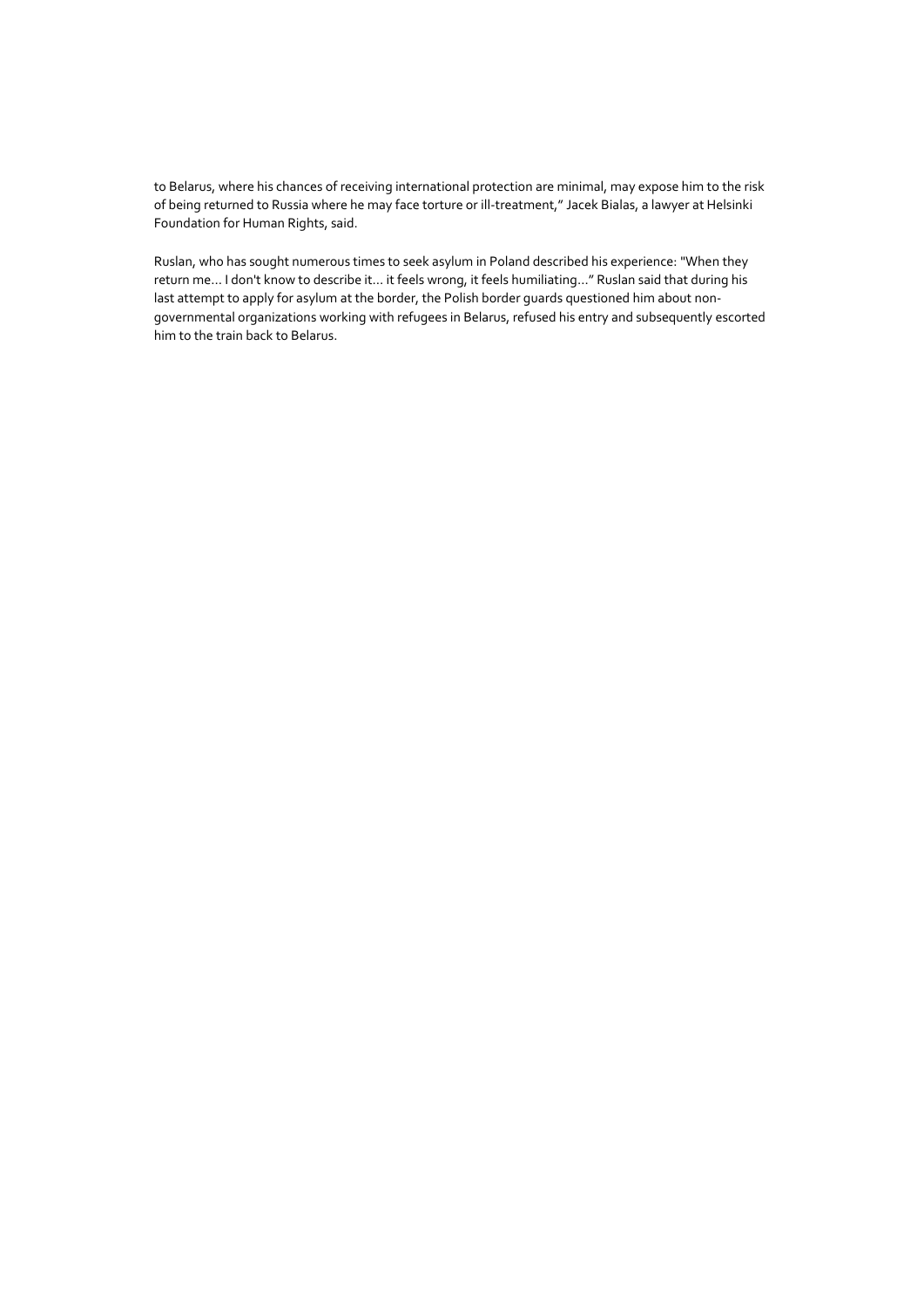to Belarus, where his chances of receiving international protection are minimal, may expose him to the risk of being returned to Russia where he may face torture or ill-treatment," Jacek Bialas, a lawyer at Helsinki Foundation for Human Rights, said.

Ruslan, who has sought numerous times to seek asylum in Poland described his experience: "When they return me… I don't know to describe it… it feels wrong, it feels humiliating…" Ruslan said that during his last attempt to apply for asylum at the border, the Polish border guards questioned him about non-governmental organizations working with refugees in Belarus, refused his entry and subsequently escorted him to the train back to Belarus.